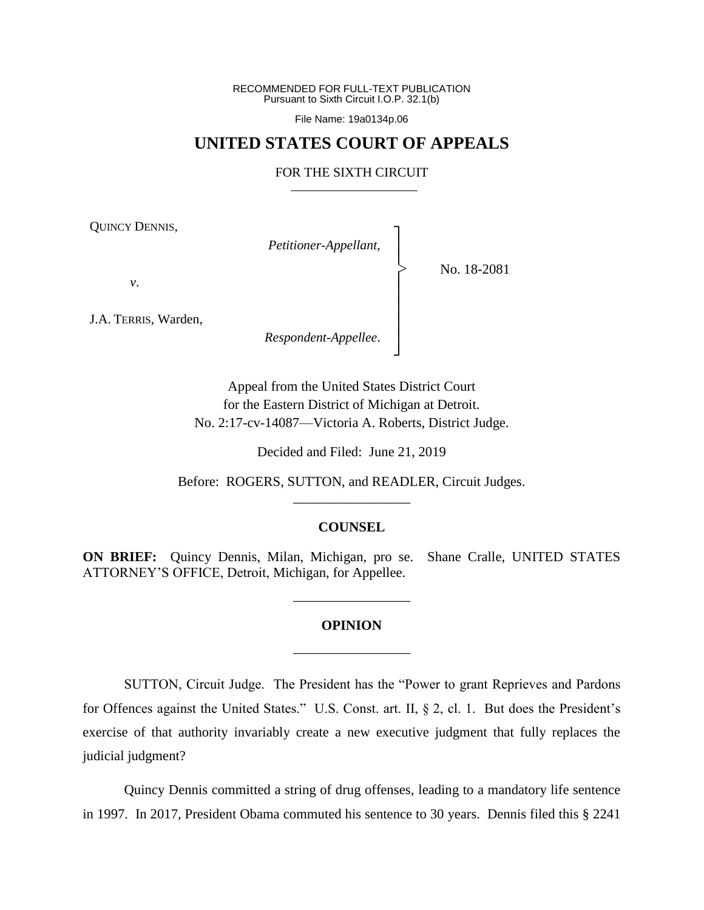RECOMMENDED FOR FULL-TEXT PUBLICATION
Pursuant to Sixth Circuit I.O.P. 32.1(b)

File Name: 19a0134p.06

# UNITED STATES COURT OF APPEALS

## FOR THE SIXTH CIRCUIT

QUINCY DENNIS,

*Petitioner-Appellant*,

*v*.

J.A. TERRIS, Warden,

*Respondent-Appellee*.

No. 18-2081

Appeal from the United States District Court
for the Eastern District of Michigan at Detroit.
No. 2:17-cv-14087—Victoria A. Roberts, District Judge.

Decided and Filed: June 21, 2019

Before: ROGERS, SUTTON, and READLER, Circuit Judges.

---

## COUNSEL

**ON BRIEF:** Quincy Dennis, Milan, Michigan, pro se. Shane Cralle, UNITED STATES ATTORNEY'S OFFICE, Detroit, Michigan, for Appellee.

---

## OPINION

---

SUTTON, Circuit Judge. The President has the "Power to grant Reprieves and Pardons for Offences against the United States." U.S. Const. art. II, § 2, cl. 1. But does the President's exercise of that authority invariably create a new executive judgment that fully replaces the judicial judgment?

Quincy Dennis committed a string of drug offenses, leading to a mandatory life sentence in 1997. In 2017, President Obama commuted his sentence to 30 years. Dennis filed this § 2241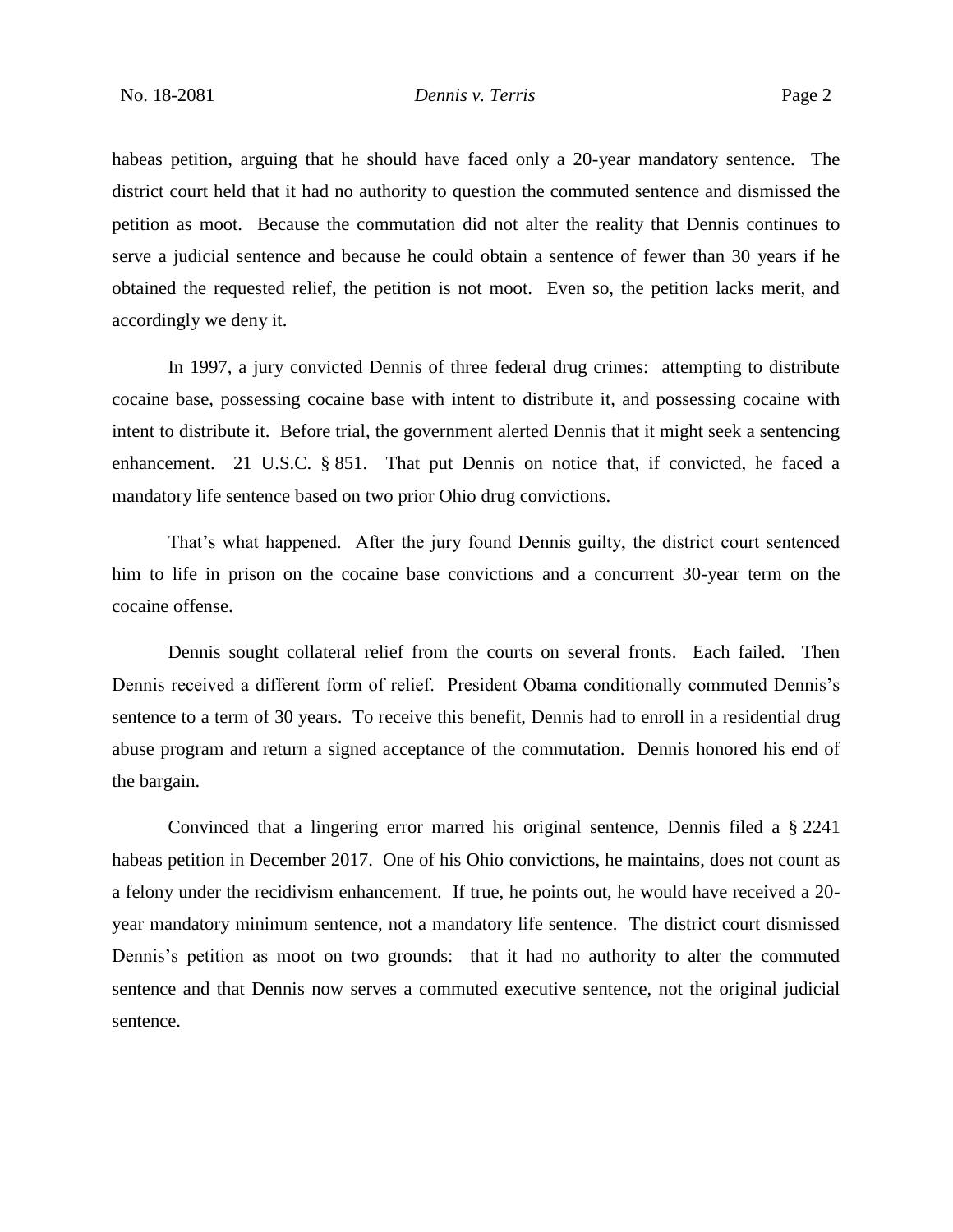habeas petition, arguing that he should have faced only a 20-year mandatory sentence. The district court held that it had no authority to question the commuted sentence and dismissed the petition as moot. Because the commutation did not alter the reality that Dennis continues to serve a judicial sentence and because he could obtain a sentence of fewer than 30 years if he obtained the requested relief, the petition is not moot. Even so, the petition lacks merit, and accordingly we deny it.

In 1997, a jury convicted Dennis of three federal drug crimes: attempting to distribute cocaine base, possessing cocaine base with intent to distribute it, and possessing cocaine with intent to distribute it. Before trial, the government alerted Dennis that it might seek a sentencing enhancement. 21 U.S.C. § 851. That put Dennis on notice that, if convicted, he faced a mandatory life sentence based on two prior Ohio drug convictions.

That's what happened. After the jury found Dennis guilty, the district court sentenced him to life in prison on the cocaine base convictions and a concurrent 30-year term on the cocaine offense.

Dennis sought collateral relief from the courts on several fronts. Each failed. Then Dennis received a different form of relief. President Obama conditionally commuted Dennis's sentence to a term of 30 years. To receive this benefit, Dennis had to enroll in a residential drug abuse program and return a signed acceptance of the commutation. Dennis honored his end of the bargain.

Convinced that a lingering error marred his original sentence, Dennis filed a § 2241 habeas petition in December 2017. One of his Ohio convictions, he maintains, does not count as a felony under the recidivism enhancement. If true, he points out, he would have received a 20-year mandatory minimum sentence, not a mandatory life sentence. The district court dismissed Dennis's petition as moot on two grounds: that it had no authority to alter the commuted sentence and that Dennis now serves a commuted executive sentence, not the original judicial sentence.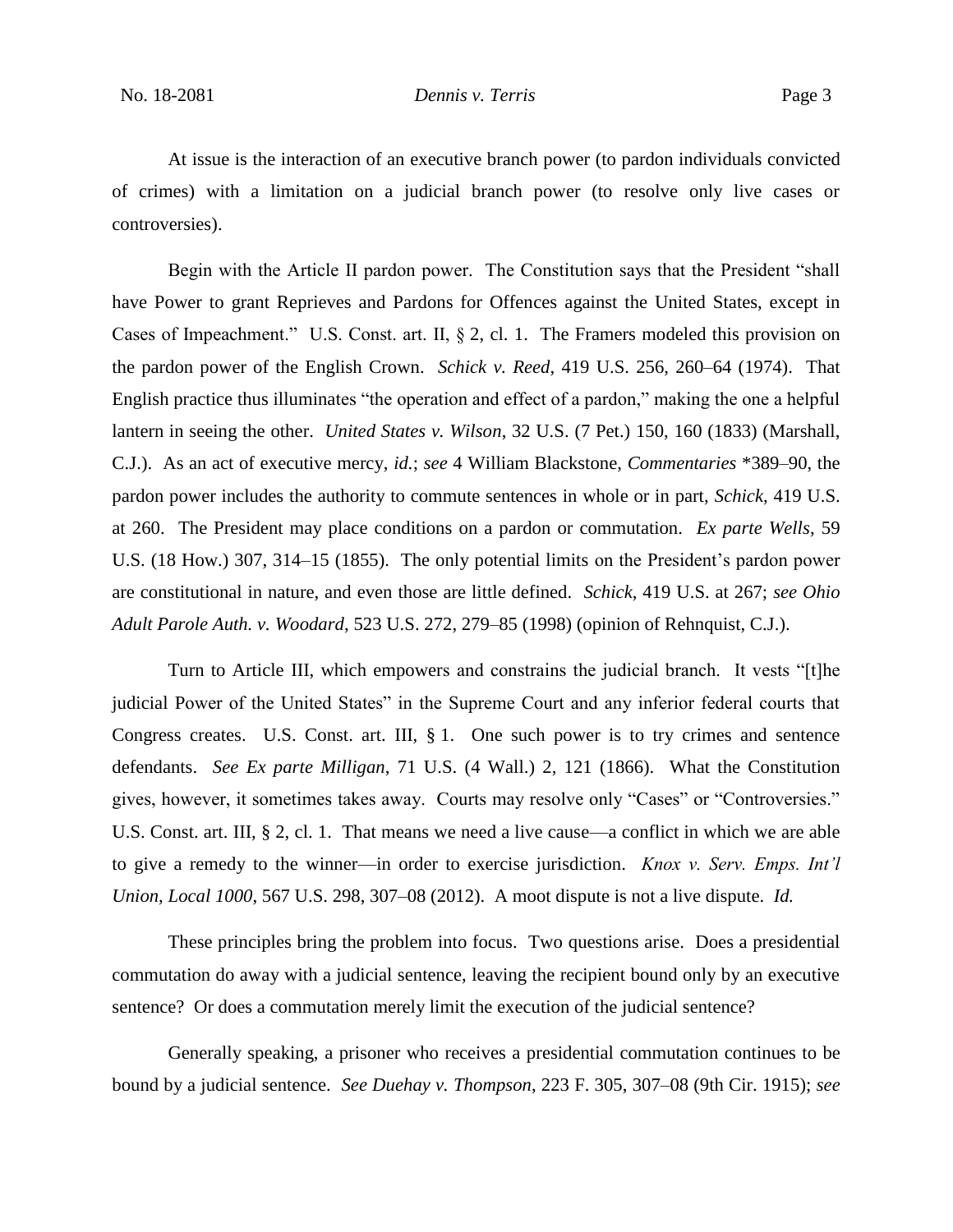At issue is the interaction of an executive branch power (to pardon individuals convicted of crimes) with a limitation on a judicial branch power (to resolve only live cases or controversies).

Begin with the Article II pardon power. The Constitution says that the President "shall have Power to grant Reprieves and Pardons for Offences against the United States, except in Cases of Impeachment." U.S. Const. art. II, § 2, cl. 1. The Framers modeled this provision on the pardon power of the English Crown. *Schick v. Reed*, 419 U.S. 256, 260–64 (1974). That English practice thus illuminates "the operation and effect of a pardon," making the one a helpful lantern in seeing the other. *United States v. Wilson*, 32 U.S. (7 Pet.) 150, 160 (1833) (Marshall, C.J.). As an act of executive mercy, *id.*; *see* 4 William Blackstone, *Commentaries* *389–90, the pardon power includes the authority to commute sentences in whole or in part, *Schick*, 419 U.S. at 260. The President may place conditions on a pardon or commutation. *Ex parte Wells*, 59 U.S. (18 How.) 307, 314–15 (1855). The only potential limits on the President's pardon power are constitutional in nature, and even those are little defined. *Schick*, 419 U.S. at 267; *see Ohio Adult Parole Auth. v. Woodard*, 523 U.S. 272, 279–85 (1998) (opinion of Rehnquist, C.J.).

Turn to Article III, which empowers and constrains the judicial branch. It vests "[t]he judicial Power of the United States" in the Supreme Court and any inferior federal courts that Congress creates. U.S. Const. art. III, § 1. One such power is to try crimes and sentence defendants. *See Ex parte Milligan*, 71 U.S. (4 Wall.) 2, 121 (1866). What the Constitution gives, however, it sometimes takes away. Courts may resolve only "Cases" or "Controversies." U.S. Const. art. III, § 2, cl. 1. That means we need a live cause—a conflict in which we are able to give a remedy to the winner—in order to exercise jurisdiction. *Knox v. Serv. Emps. Int'l Union, Local 1000*, 567 U.S. 298, 307–08 (2012). A moot dispute is not a live dispute. *Id.*

These principles bring the problem into focus. Two questions arise. Does a presidential commutation do away with a judicial sentence, leaving the recipient bound only by an executive sentence? Or does a commutation merely limit the execution of the judicial sentence?

Generally speaking, a prisoner who receives a presidential commutation continues to be bound by a judicial sentence. *See Duehay v. Thompson*, 223 F. 305, 307–08 (9th Cir. 1915); *see*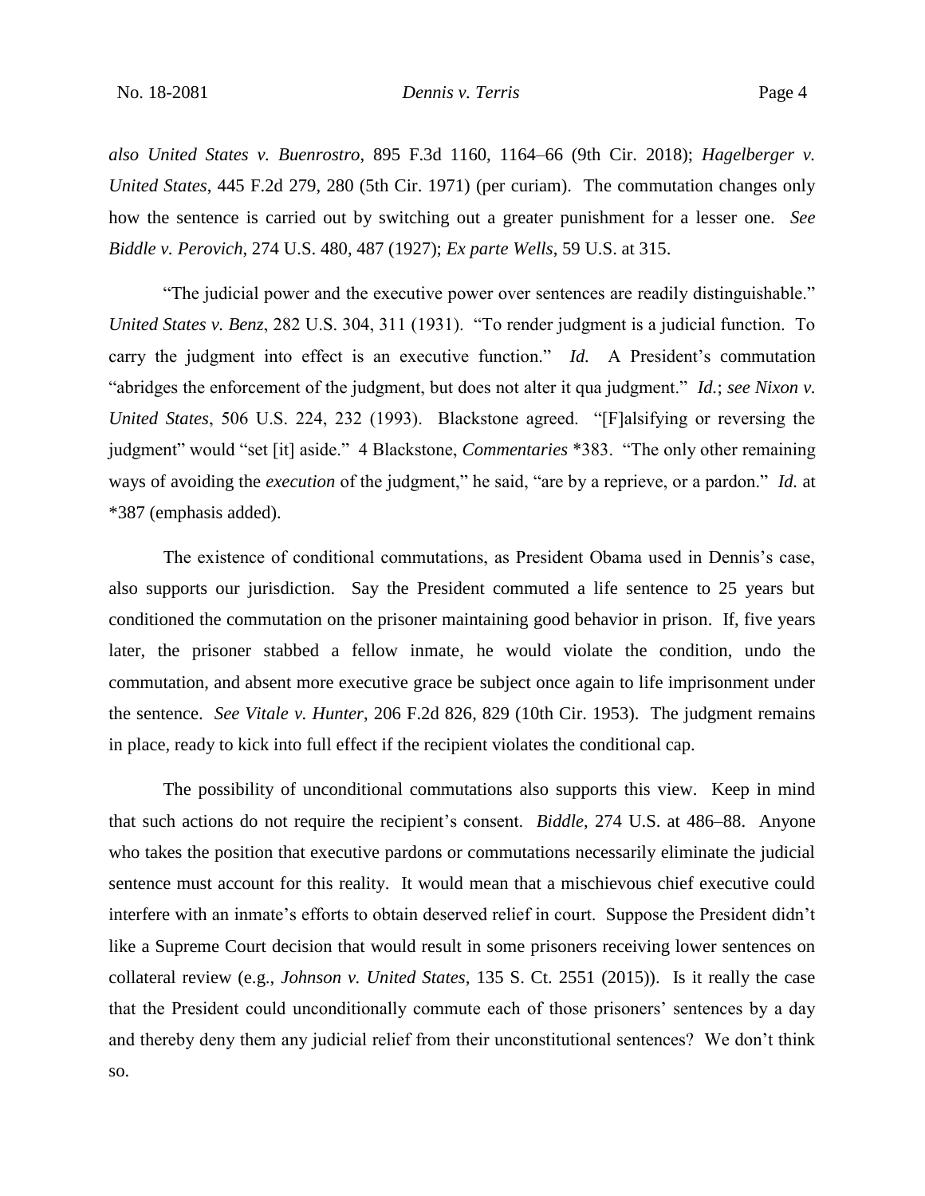*also United States v. Buenrostro*, 895 F.3d 1160, 1164–66 (9th Cir. 2018); *Hagelberger v. United States*, 445 F.2d 279, 280 (5th Cir. 1971) (per curiam). The commutation changes only how the sentence is carried out by switching out a greater punishment for a lesser one. *See Biddle v. Perovich*, 274 U.S. 480, 487 (1927); *Ex parte Wells*, 59 U.S. at 315.

"The judicial power and the executive power over sentences are readily distinguishable." *United States v. Benz*, 282 U.S. 304, 311 (1931). "To render judgment is a judicial function. To carry the judgment into effect is an executive function." *Id.* A President's commutation "abridges the enforcement of the judgment, but does not alter it qua judgment." *Id.*; *see Nixon v. United States*, 506 U.S. 224, 232 (1993). Blackstone agreed. "[F]alsifying or reversing the judgment" would "set [it] aside." 4 Blackstone, *Commentaries* *383. "The only other remaining ways of avoiding the *execution* of the judgment," he said, "are by a reprieve, or a pardon." *Id.* at *387 (emphasis added).

The existence of conditional commutations, as President Obama used in Dennis's case, also supports our jurisdiction. Say the President commuted a life sentence to 25 years but conditioned the commutation on the prisoner maintaining good behavior in prison. If, five years later, the prisoner stabbed a fellow inmate, he would violate the condition, undo the commutation, and absent more executive grace be subject once again to life imprisonment under the sentence. *See Vitale v. Hunter*, 206 F.2d 826, 829 (10th Cir. 1953). The judgment remains in place, ready to kick into full effect if the recipient violates the conditional cap.

The possibility of unconditional commutations also supports this view. Keep in mind that such actions do not require the recipient's consent. *Biddle*, 274 U.S. at 486–88. Anyone who takes the position that executive pardons or commutations necessarily eliminate the judicial sentence must account for this reality. It would mean that a mischievous chief executive could interfere with an inmate's efforts to obtain deserved relief in court. Suppose the President didn't like a Supreme Court decision that would result in some prisoners receiving lower sentences on collateral review (e.g., *Johnson v. United States*, 135 S. Ct. 2551 (2015)). Is it really the case that the President could unconditionally commute each of those prisoners' sentences by a day and thereby deny them any judicial relief from their unconstitutional sentences? We don't think so.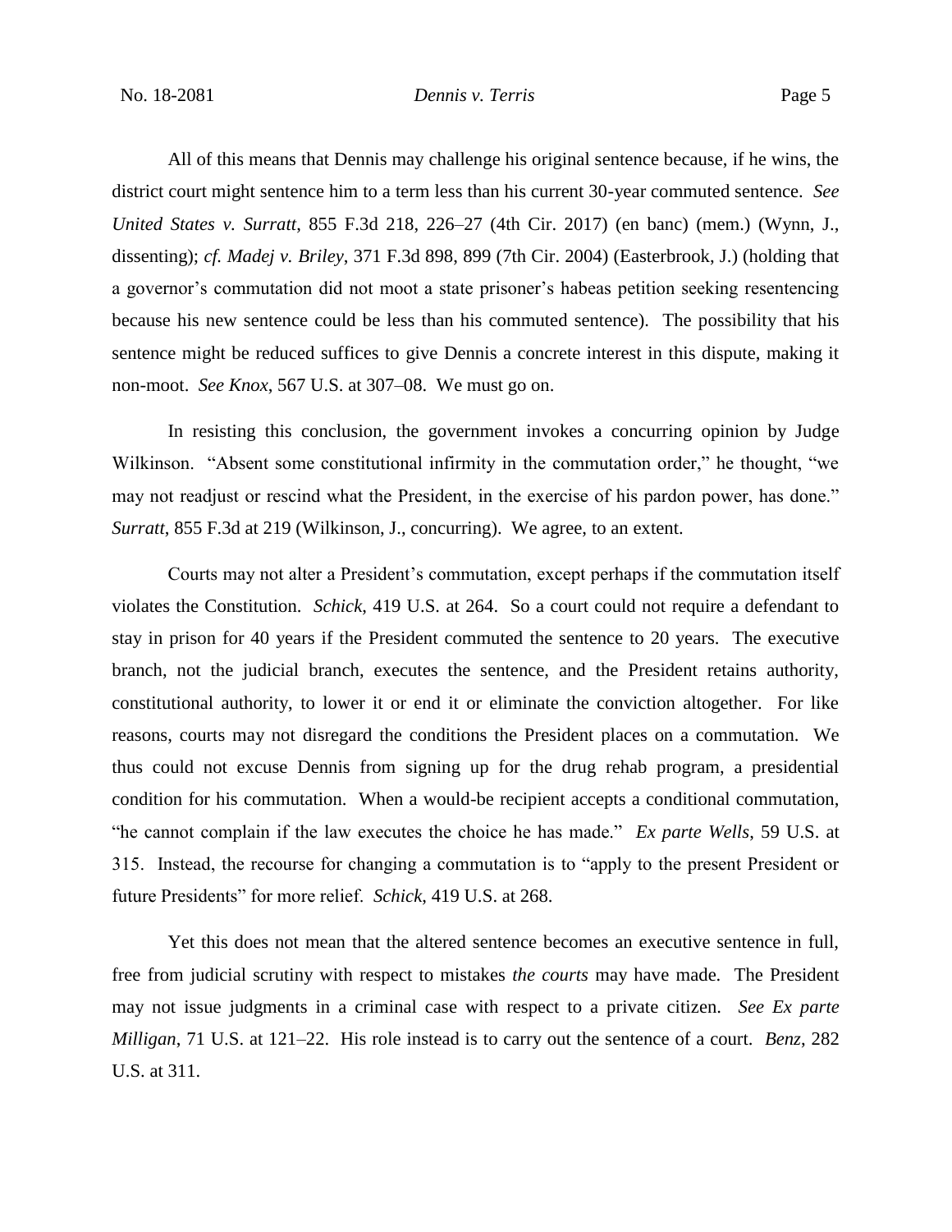All of this means that Dennis may challenge his original sentence because, if he wins, the district court might sentence him to a term less than his current 30-year commuted sentence. *See United States v. Surratt*, 855 F.3d 218, 226–27 (4th Cir. 2017) (en banc) (mem.) (Wynn, J., dissenting); *cf. Madej v. Briley*, 371 F.3d 898, 899 (7th Cir. 2004) (Easterbrook, J.) (holding that a governor's commutation did not moot a state prisoner's habeas petition seeking resentencing because his new sentence could be less than his commuted sentence). The possibility that his sentence might be reduced suffices to give Dennis a concrete interest in this dispute, making it non-moot. *See Knox*, 567 U.S. at 307–08. We must go on.

In resisting this conclusion, the government invokes a concurring opinion by Judge Wilkinson. "Absent some constitutional infirmity in the commutation order," he thought, "we may not readjust or rescind what the President, in the exercise of his pardon power, has done." *Surratt*, 855 F.3d at 219 (Wilkinson, J., concurring). We agree, to an extent.

Courts may not alter a President's commutation, except perhaps if the commutation itself violates the Constitution. *Schick*, 419 U.S. at 264. So a court could not require a defendant to stay in prison for 40 years if the President commuted the sentence to 20 years. The executive branch, not the judicial branch, executes the sentence, and the President retains authority, constitutional authority, to lower it or end it or eliminate the conviction altogether. For like reasons, courts may not disregard the conditions the President places on a commutation. We thus could not excuse Dennis from signing up for the drug rehab program, a presidential condition for his commutation. When a would-be recipient accepts a conditional commutation, "he cannot complain if the law executes the choice he has made." *Ex parte Wells*, 59 U.S. at 315. Instead, the recourse for changing a commutation is to "apply to the present President or future Presidents" for more relief. *Schick*, 419 U.S. at 268.

Yet this does not mean that the altered sentence becomes an executive sentence in full, free from judicial scrutiny with respect to mistakes *the courts* may have made. The President may not issue judgments in a criminal case with respect to a private citizen. *See Ex parte Milligan*, 71 U.S. at 121–22. His role instead is to carry out the sentence of a court. *Benz*, 282 U.S. at 311.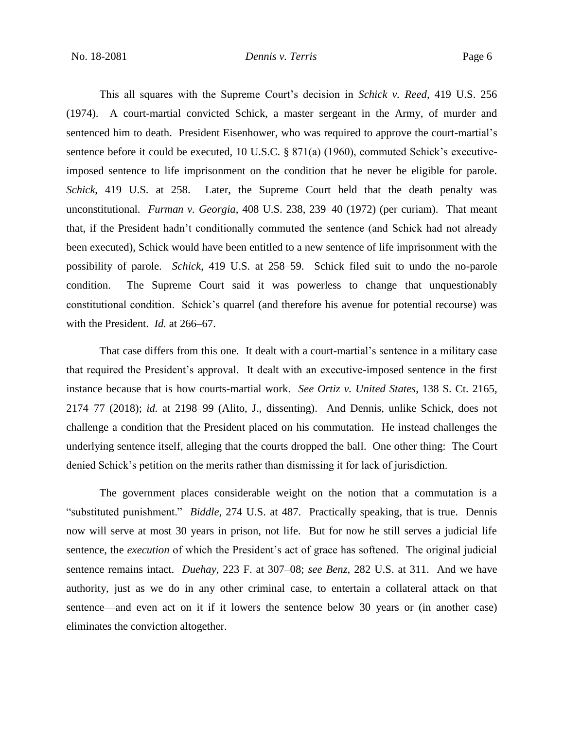This all squares with the Supreme Court's decision in *Schick v. Reed*, 419 U.S. 256 (1974). A court-martial convicted Schick, a master sergeant in the Army, of murder and sentenced him to death. President Eisenhower, who was required to approve the court-martial's sentence before it could be executed, 10 U.S.C. § 871(a) (1960), commuted Schick's executive-imposed sentence to life imprisonment on the condition that he never be eligible for parole. *Schick*, 419 U.S. at 258. Later, the Supreme Court held that the death penalty was unconstitutional. *Furman v. Georgia*, 408 U.S. 238, 239–40 (1972) (per curiam). That meant that, if the President hadn't conditionally commuted the sentence (and Schick had not already been executed), Schick would have been entitled to a new sentence of life imprisonment with the possibility of parole. *Schick*, 419 U.S. at 258–59. Schick filed suit to undo the no-parole condition. The Supreme Court said it was powerless to change that unquestionably constitutional condition. Schick's quarrel (and therefore his avenue for potential recourse) was with the President. *Id.* at 266–67.

That case differs from this one. It dealt with a court-martial's sentence in a military case that required the President's approval. It dealt with an executive-imposed sentence in the first instance because that is how courts-martial work. *See Ortiz v. United States*, 138 S. Ct. 2165, 2174–77 (2018); *id.* at 2198–99 (Alito, J., dissenting). And Dennis, unlike Schick, does not challenge a condition that the President placed on his commutation. He instead challenges the underlying sentence itself, alleging that the courts dropped the ball. One other thing: The Court denied Schick's petition on the merits rather than dismissing it for lack of jurisdiction.

The government places considerable weight on the notion that a commutation is a "substituted punishment." *Biddle*, 274 U.S. at 487. Practically speaking, that is true. Dennis now will serve at most 30 years in prison, not life. But for now he still serves a judicial life sentence, the *execution* of which the President's act of grace has softened. The original judicial sentence remains intact. *Duehay*, 223 F. at 307–08; *see Benz*, 282 U.S. at 311. And we have authority, just as we do in any other criminal case, to entertain a collateral attack on that sentence—and even act on it if it lowers the sentence below 30 years or (in another case) eliminates the conviction altogether.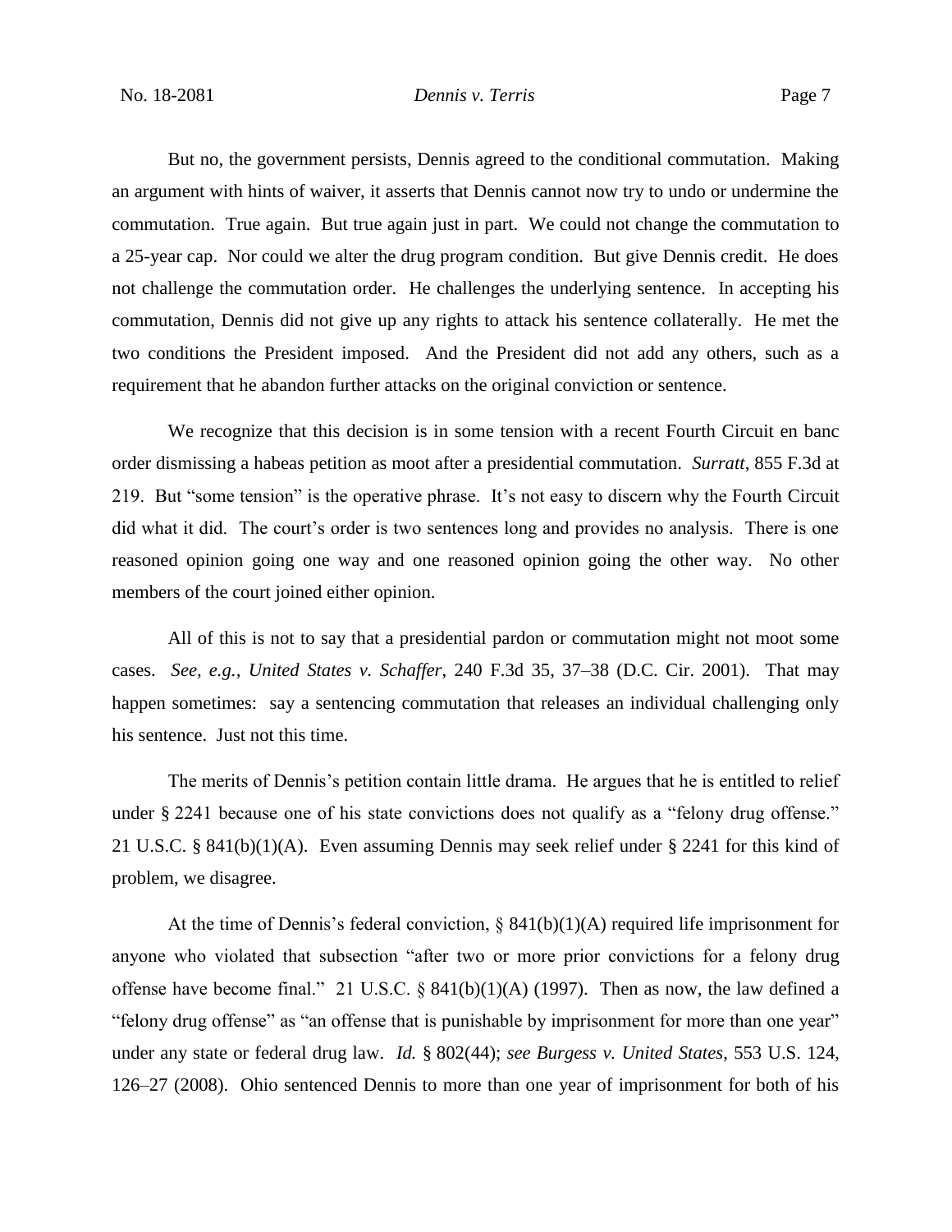But no, the government persists, Dennis agreed to the conditional commutation. Making an argument with hints of waiver, it asserts that Dennis cannot now try to undo or undermine the commutation. True again. But true again just in part. We could not change the commutation to a 25-year cap. Nor could we alter the drug program condition. But give Dennis credit. He does not challenge the commutation order. He challenges the underlying sentence. In accepting his commutation, Dennis did not give up any rights to attack his sentence collaterally. He met the two conditions the President imposed. And the President did not add any others, such as a requirement that he abandon further attacks on the original conviction or sentence.

We recognize that this decision is in some tension with a recent Fourth Circuit en banc order dismissing a habeas petition as moot after a presidential commutation. *Surratt*, 855 F.3d at 219. But "some tension" is the operative phrase. It's not easy to discern why the Fourth Circuit did what it did. The court's order is two sentences long and provides no analysis. There is one reasoned opinion going one way and one reasoned opinion going the other way. No other members of the court joined either opinion.

All of this is not to say that a presidential pardon or commutation might not moot some cases. *See, e.g.*, *United States v. Schaffer*, 240 F.3d 35, 37–38 (D.C. Cir. 2001). That may happen sometimes: say a sentencing commutation that releases an individual challenging only his sentence. Just not this time.

The merits of Dennis's petition contain little drama. He argues that he is entitled to relief under § 2241 because one of his state convictions does not qualify as a "felony drug offense." 21 U.S.C. § 841(b)(1)(A). Even assuming Dennis may seek relief under § 2241 for this kind of problem, we disagree.

At the time of Dennis's federal conviction, § 841(b)(1)(A) required life imprisonment for anyone who violated that subsection "after two or more prior convictions for a felony drug offense have become final." 21 U.S.C. § 841(b)(1)(A) (1997). Then as now, the law defined a "felony drug offense" as "an offense that is punishable by imprisonment for more than one year" under any state or federal drug law. *Id.* § 802(44); *see Burgess v. United States*, 553 U.S. 124, 126–27 (2008). Ohio sentenced Dennis to more than one year of imprisonment for both of his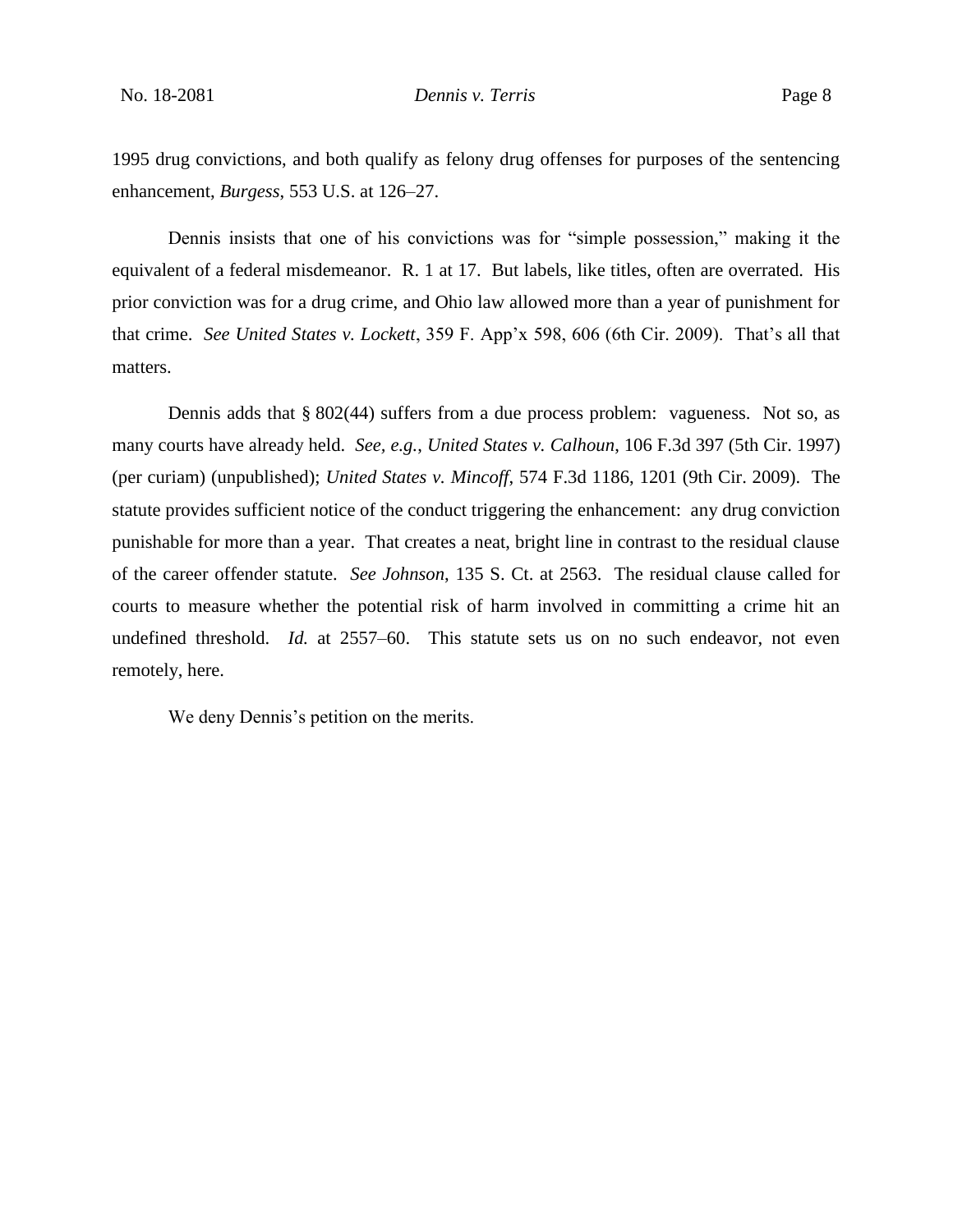1995 drug convictions, and both qualify as felony drug offenses for purposes of the sentencing enhancement, *Burgess*, 553 U.S. at 126–27.

Dennis insists that one of his convictions was for "simple possession," making it the equivalent of a federal misdemeanor. R. 1 at 17. But labels, like titles, often are overrated. His prior conviction was for a drug crime, and Ohio law allowed more than a year of punishment for that crime. *See United States v. Lockett*, 359 F. App'x 598, 606 (6th Cir. 2009). That's all that matters.

Dennis adds that § 802(44) suffers from a due process problem: vagueness. Not so, as many courts have already held. *See, e.g.*, *United States v. Calhoun*, 106 F.3d 397 (5th Cir. 1997) (per curiam) (unpublished); *United States v. Mincoff*, 574 F.3d 1186, 1201 (9th Cir. 2009). The statute provides sufficient notice of the conduct triggering the enhancement: any drug conviction punishable for more than a year. That creates a neat, bright line in contrast to the residual clause of the career offender statute. *See Johnson*, 135 S. Ct. at 2563. The residual clause called for courts to measure whether the potential risk of harm involved in committing a crime hit an undefined threshold. *Id.* at 2557–60. This statute sets us on no such endeavor, not even remotely, here.

We deny Dennis's petition on the merits.